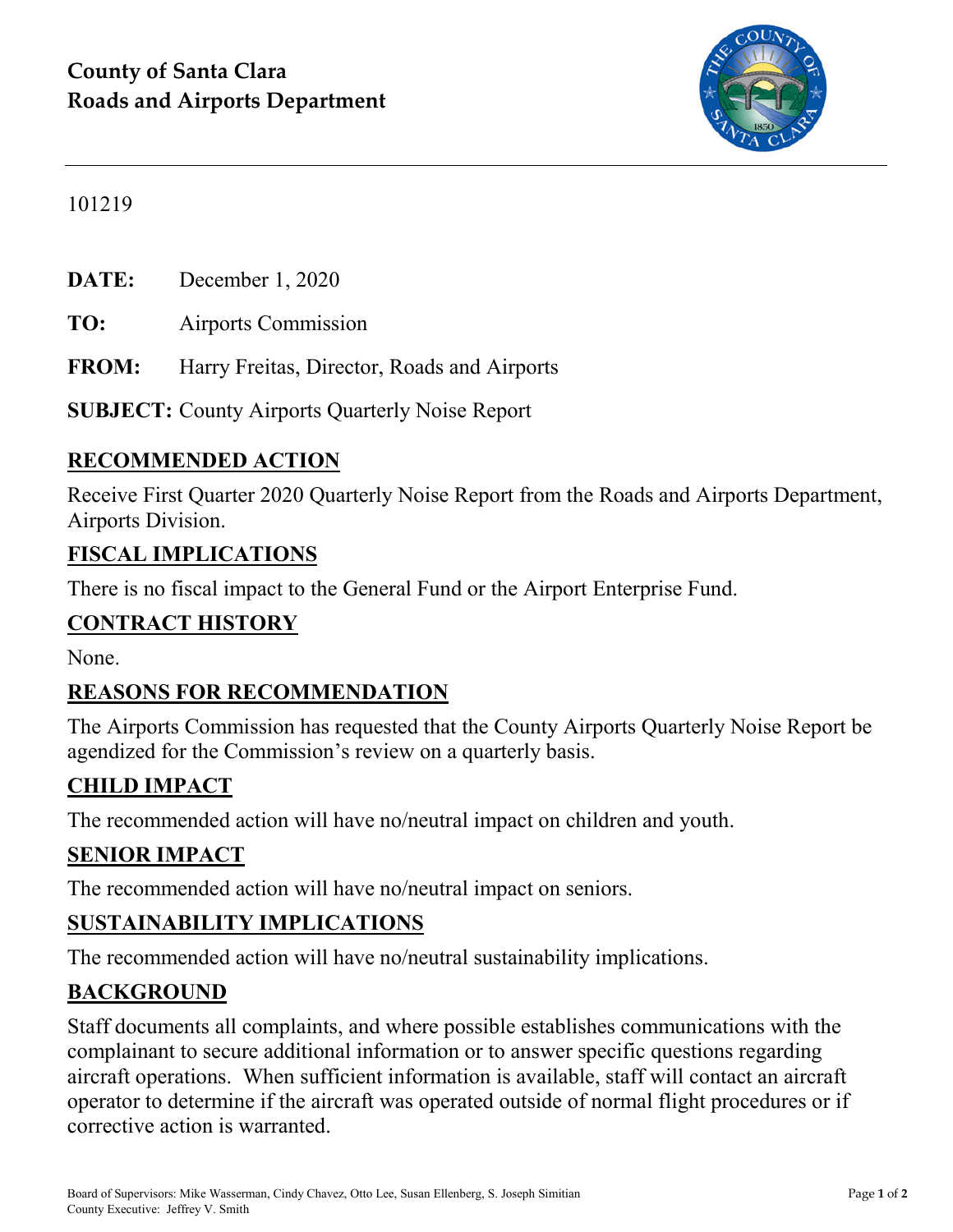**County of Santa Clara**
**Roads and Airports Department**

101219

**DATE:** December 1, 2020

**TO:** Airports Commission

**FROM:** Harry Freitas, Director, Roads and Airports

**SUBJECT:** County Airports Quarterly Noise Report

## RECOMMENDED ACTION

Receive First Quarter 2020 Quarterly Noise Report from the Roads and Airports Department, Airports Division.

## FISCAL IMPLICATIONS

There is no fiscal impact to the General Fund or the Airport Enterprise Fund.

## CONTRACT HISTORY

None.

## REASONS FOR RECOMMENDATION

The Airports Commission has requested that the County Airports Quarterly Noise Report be agendized for the Commission's review on a quarterly basis.

## CHILD IMPACT

The recommended action will have no/neutral impact on children and youth.

## SENIOR IMPACT

The recommended action will have no/neutral impact on seniors.

## SUSTAINABILITY IMPLICATIONS

The recommended action will have no/neutral sustainability implications.

## BACKGROUND

Staff documents all complaints, and where possible establishes communications with the complainant to secure additional information or to answer specific questions regarding aircraft operations. When sufficient information is available, staff will contact an aircraft operator to determine if the aircraft was operated outside of normal flight procedures or if corrective action is warranted.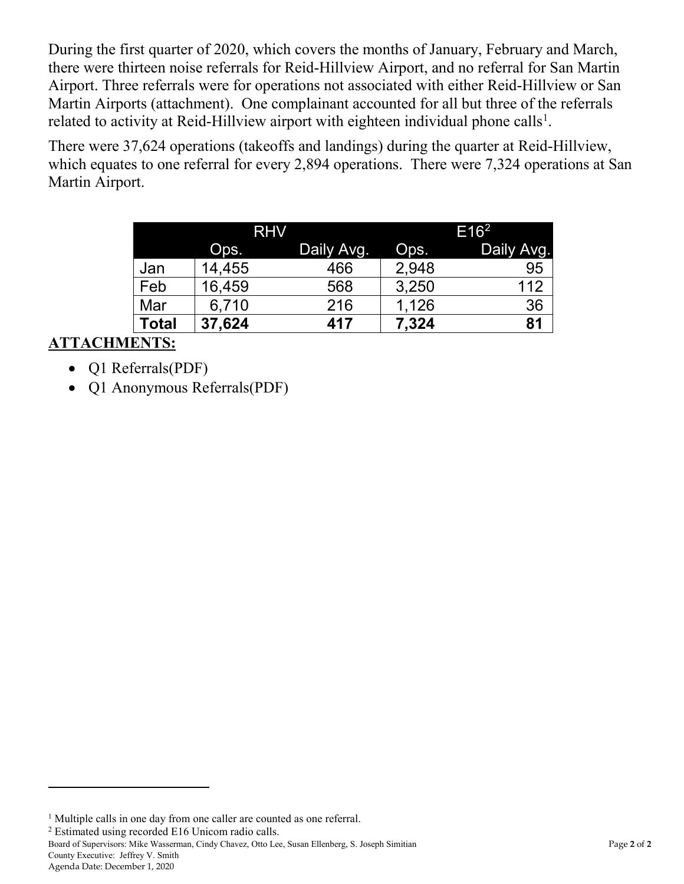During the first quarter of 2020, which covers the months of January, February and March, there were thirteen noise referrals for Reid-Hillview Airport, and no referral for San Martin Airport. Three referrals were for operations not associated with either Reid-Hillview or San Martin Airports (attachment). One complainant accounted for all but three of the referrals related to activity at Reid-Hillview airport with eighteen individual phone calls[1].

There were 37,624 operations (takeoffs and landings) during the quarter at Reid-Hillview, which equates to one referral for every 2,894 operations. There were 7,324 operations at San Martin Airport.

| | RHV | | E16[2] | |
|---|---|---|---|---|
| | Ops. | Daily Avg. | Ops. | Daily Avg. |
| Jan | 14,455 | 466 | 2,948 | 95 |
| Feb | 16,459 | 568 | 3,250 | 112 |
| Mar | 6,710 | 216 | 1,126 | 36 |
| **Total** | **37,624** | **417** | **7,324** | **81** |

**ATTACHMENTS:**

- Q1 Referrals(PDF)
- Q1 Anonymous Referrals(PDF)

[1] Multiple calls in one day from one caller are counted as one referral.

[2] Estimated using recorded E16 Unicom radio calls.

Board of Supervisors: Mike Wasserman, Cindy Chavez, Otto Lee, Susan Ellenberg, S. Joseph Simitian
County Executive: Jeffrey V. Smith
Agenda Date: December 1, 2020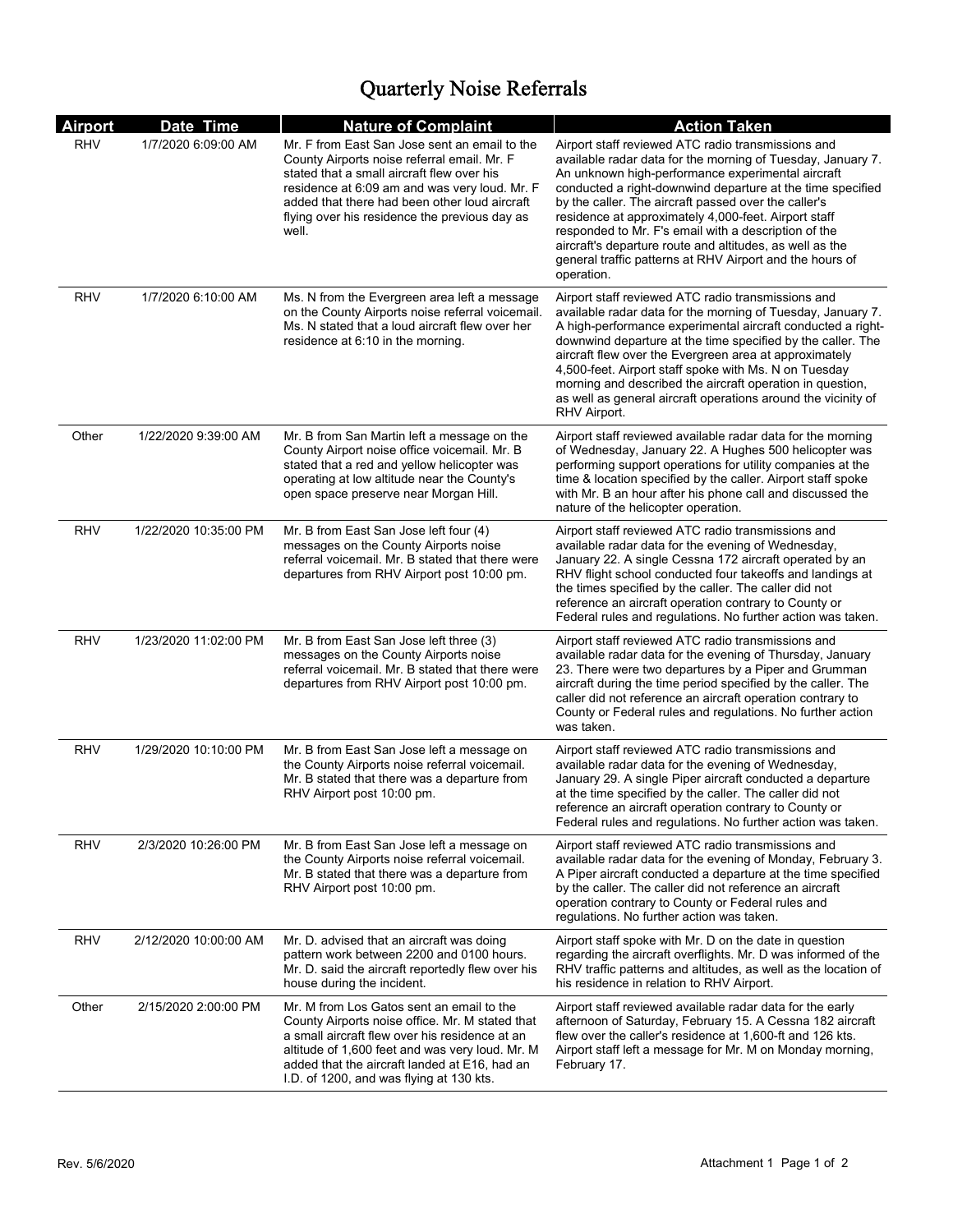# Quarterly Noise Referrals

| Airport | Date Time | Nature of Complaint | Action Taken |
|---|---|---|---|
| RHV | 1/7/2020 6:09:00 AM | Mr. F from East San Jose sent an email to the County Airports noise referral email. Mr. F stated that a small aircraft flew over his residence at 6:09 am and was very loud. Mr. F added that there had been other loud aircraft flying over his residence the previous day as well. | Airport staff reviewed ATC radio transmissions and available radar data for the morning of Tuesday, January 7. An unknown high-performance experimental aircraft conducted a right-downwind departure at the time specified by the caller. The aircraft passed over the caller's residence at approximately 4,000-feet. Airport staff responded to Mr. F's email with a description of the aircraft's departure route and altitudes, as well as the general traffic patterns at RHV Airport and the hours of operation. |
| RHV | 1/7/2020 6:10:00 AM | Ms. N from the Evergreen area left a message on the County Airports noise referral voicemail. Ms. N stated that a loud aircraft flew over her residence at 6:10 in the morning. | Airport staff reviewed ATC radio transmissions and available radar data for the morning of Tuesday, January 7. A high-performance experimental aircraft conducted a right-downwind departure at the time specified by the caller. The aircraft flew over the Evergreen area at approximately 4,500-feet. Airport staff spoke with Ms. N on Tuesday morning and described the aircraft operation in question, as well as general aircraft operations around the vicinity of RHV Airport. |
| Other | 1/22/2020 9:39:00 AM | Mr. B from San Martin left a message on the County Airport noise office voicemail. Mr. B stated that a red and yellow helicopter was operating at low altitude near the County's open space preserve near Morgan Hill. | Airport staff reviewed available radar data for the morning of Wednesday, January 22. A Hughes 500 helicopter was performing support operations for utility companies at the time & location specified by the caller. Airport staff spoke with Mr. B an hour after his phone call and discussed the nature of the helicopter operation. |
| RHV | 1/22/2020 10:35:00 PM | Mr. B from East San Jose left four (4) messages on the County Airports noise referral voicemail. Mr. B stated that there were departures from RHV Airport post 10:00 pm. | Airport staff reviewed ATC radio transmissions and available radar data for the evening of Wednesday, January 22. A single Cessna 172 aircraft operated by an RHV flight school conducted four takeoffs and landings at the times specified by the caller. The caller did not reference an aircraft operation contrary to County or Federal rules and regulations. No further action was taken. |
| RHV | 1/23/2020 11:02:00 PM | Mr. B from East San Jose left three (3) messages on the County Airports noise referral voicemail. Mr. B stated that there were departures from RHV Airport post 10:00 pm. | Airport staff reviewed ATC radio transmissions and available radar data for the evening of Thursday, January 23. There were two departures by a Piper and Grumman aircraft during the time period specified by the caller. The caller did not reference an aircraft operation contrary to County or Federal rules and regulations. No further action was taken. |
| RHV | 1/29/2020 10:10:00 PM | Mr. B from East San Jose left a message on the County Airports noise referral voicemail. Mr. B stated that there was a departure from RHV Airport post 10:00 pm. | Airport staff reviewed ATC radio transmissions and available radar data for the evening of Wednesday, January 29. A single Piper aircraft conducted a departure at the time specified by the caller. The caller did not reference an aircraft operation contrary to County or Federal rules and regulations. No further action was taken. |
| RHV | 2/3/2020 10:26:00 PM | Mr. B from East San Jose left a message on the County Airports noise referral voicemail. Mr. B stated that there was a departure from RHV Airport post 10:00 pm. | Airport staff reviewed ATC radio transmissions and available radar data for the evening of Monday, February 3. A Piper aircraft conducted a departure at the time specified by the caller. The caller did not reference an aircraft operation contrary to County or Federal rules and regulations. No further action was taken. |
| RHV | 2/12/2020 10:00:00 AM | Mr. D. advised that an aircraft was doing pattern work between 2200 and 0100 hours. Mr. D. said the aircraft reportedly flew over his house during the incident. | Airport staff spoke with Mr. D on the date in question regarding the aircraft overflights. Mr. D was informed of the RHV traffic patterns and altitudes, as well as the location of his residence in relation to RHV Airport. |
| Other | 2/15/2020 2:00:00 PM | Mr. M from Los Gatos sent an email to the County Airports noise office. Mr. M stated that a small aircraft flew over his residence at an altitude of 1,600 feet and was very loud. Mr. M added that the aircraft landed at E16, had an I.D. of 1200, and was flying at 130 kts. | Airport staff reviewed available radar data for the early afternoon of Saturday, February 15. A Cessna 182 aircraft flew over the caller's residence at 1,600-ft and 126 kts. Airport staff left a message for Mr. M on Monday morning, February 17. |

Rev. 5/6/2020 Attachment 1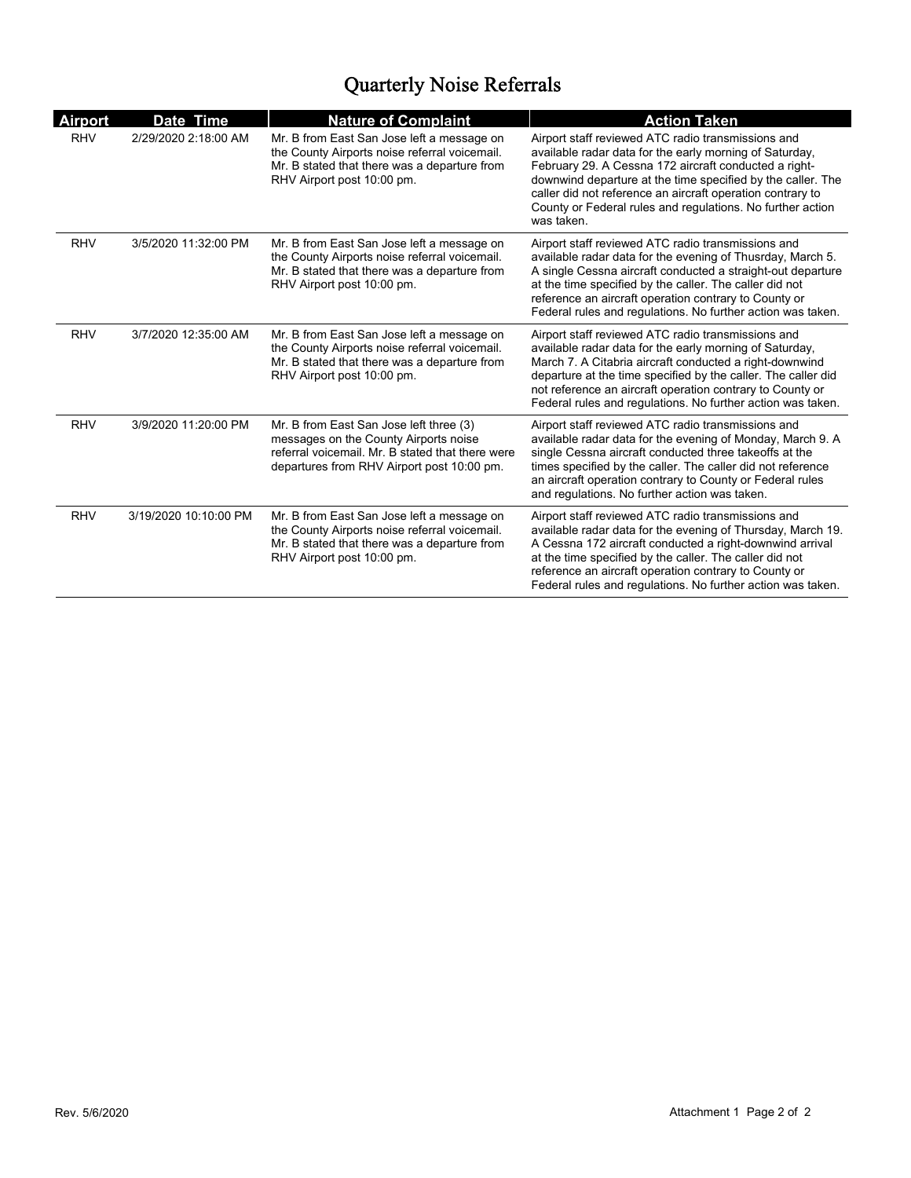# Quarterly Noise Referrals

| Airport | Date Time | Nature of Complaint | Action Taken |
| --- | --- | --- | --- |
| RHV | 2/29/2020 2:18:00 AM | Mr. B from East San Jose left a message on the County Airports noise referral voicemail. Mr. B stated that there was a departure from RHV Airport post 10:00 pm. | Airport staff reviewed ATC radio transmissions and available radar data for the early morning of Saturday, February 29. A Cessna 172 aircraft conducted a right-downwind departure at the time specified by the caller. The caller did not reference an aircraft operation contrary to County or Federal rules and regulations. No further action was taken. |
| RHV | 3/5/2020 11:32:00 PM | Mr. B from East San Jose left a message on the County Airports noise referral voicemail. Mr. B stated that there was a departure from RHV Airport post 10:00 pm. | Airport staff reviewed ATC radio transmissions and available radar data for the evening of Thursday, March 5. A single Cessna aircraft conducted a straight-out departure at the time specified by the caller. The caller did not reference an aircraft operation contrary to County or Federal rules and regulations. No further action was taken. |
| RHV | 3/7/2020 12:35:00 AM | Mr. B from East San Jose left a message on the County Airports noise referral voicemail. Mr. B stated that there was a departure from RHV Airport post 10:00 pm. | Airport staff reviewed ATC radio transmissions and available radar data for the early morning of Saturday, March 7. A Citabria aircraft conducted a right-downwind departure at the time specified by the caller. The caller did not reference an aircraft operation contrary to County or Federal rules and regulations. No further action was taken. |
| RHV | 3/9/2020 11:20:00 PM | Mr. B from East San Jose left three (3) messages on the County Airports noise referral voicemail. Mr. B stated that there were departures from RHV Airport post 10:00 pm. | Airport staff reviewed ATC radio transmissions and available radar data for the evening of Monday, March 9. A single Cessna aircraft conducted three takeoffs at the times specified by the caller. The caller did not reference an aircraft operation contrary to County or Federal rules and regulations. No further action was taken. |
| RHV | 3/19/2020 10:10:00 PM | Mr. B from East San Jose left a message on the County Airports noise referral voicemail. Mr. B stated that there was a departure from RHV Airport post 10:00 pm. | Airport staff reviewed ATC radio transmissions and available radar data for the evening of Thursday, March 19. A Cessna 172 aircraft conducted a right-downwind arrival at the time specified by the caller. The caller did not reference an aircraft operation contrary to County or Federal rules and regulations. No further action was taken. |

Rev. 5/6/2020

Attachment 1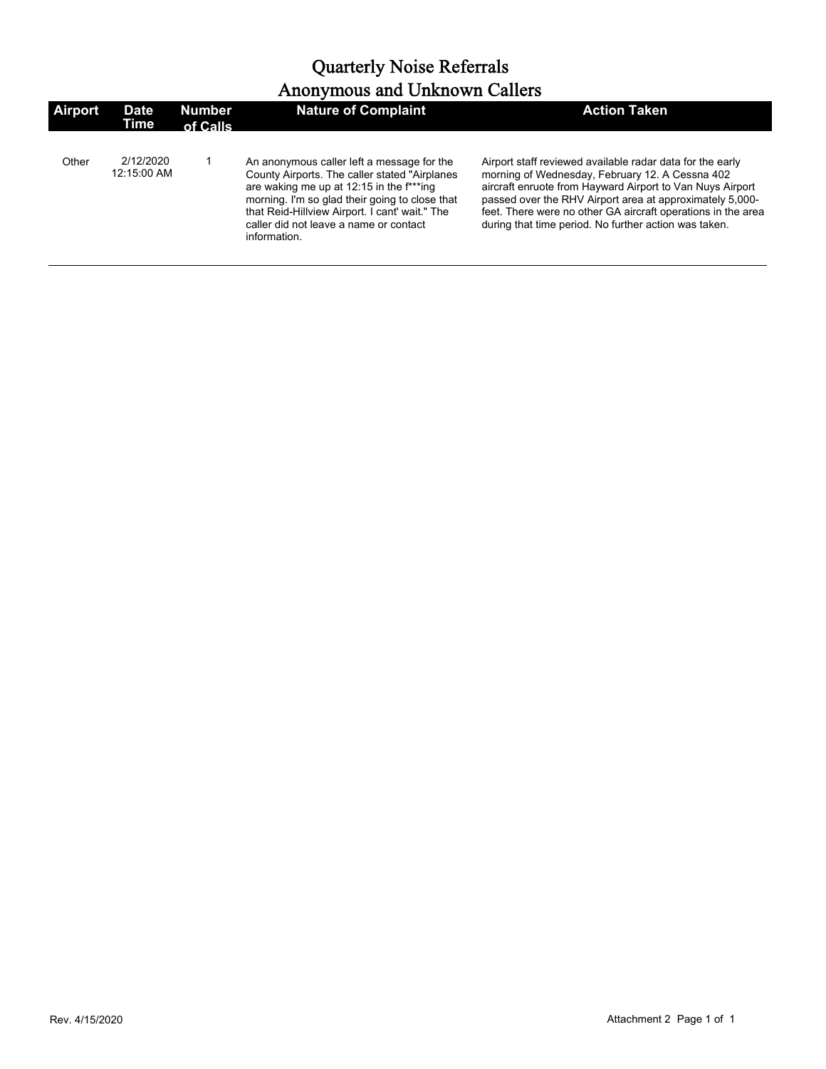# Quarterly Noise Referrals
## Anonymous and Unknown Callers

| Airport | Date Time | Number of Calls | Nature of Complaint | Action Taken |
|---|---|---|---|---|
| Other | 2/12/2020 12:15:00 AM | 1 | An anonymous caller left a message for the County Airports. The caller stated "Airplanes are waking me up at 12:15 in the f***ing morning. I'm so glad their going to close that that Reid-Hillview Airport. I cant' wait." The caller did not leave a name or contact information. | Airport staff reviewed available radar data for the early morning of Wednesday, February 12. A Cessna 402 aircraft enruote from Hayward Airport to Van Nuys Airport passed over the RHV Airport area at approximately 5,000-feet. There were no other GA aircraft operations in the area during that time period. No further action was taken. |

Rev. 4/15/2020

Attachment 2